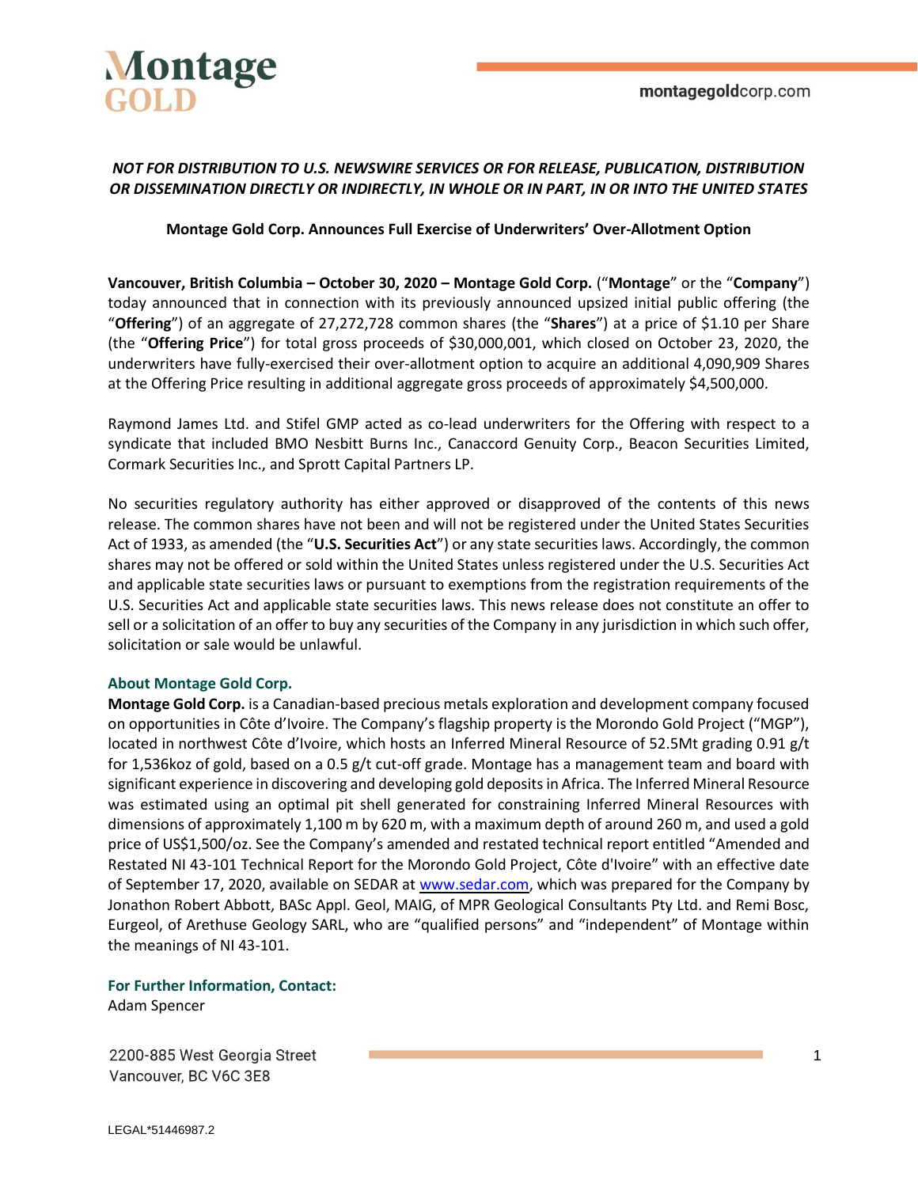*NOT FOR DISTRIBUTION TO U.S. NEWSWIRE SERVICES OR FOR RELEASE, PUBLICATION, DISTRIBUTION OR DISSEMINATION DIRECTLY OR INDIRECTLY, IN WHOLE OR IN PART, IN OR INTO THE UNITED STATES*

**Montage Gold Corp. Announces Full Exercise of Underwriters' Over-Allotment Option**

**Vancouver, British Columbia – October 30, 2020 – Montage Gold Corp.** ("**Montage**" or the "**Company**") today announced that in connection with its previously announced upsized initial public offering (the "**Offering**") of an aggregate of 27,272,728 common shares (the "**Shares**") at a price of $1.10 per Share (the "**Offering Price**") for total gross proceeds of $30,000,001, which closed on October 23, 2020, the underwriters have fully-exercised their over-allotment option to acquire an additional 4,090,909 Shares at the Offering Price resulting in additional aggregate gross proceeds of approximately $4,500,000.

Raymond James Ltd. and Stifel GMP acted as co-lead underwriters for the Offering with respect to a syndicate that included BMO Nesbitt Burns Inc., Canaccord Genuity Corp., Beacon Securities Limited, Cormark Securities Inc., and Sprott Capital Partners LP.

No securities regulatory authority has either approved or disapproved of the contents of this news release. The common shares have not been and will not be registered under the United States Securities Act of 1933, as amended (the "**U.S. Securities Act**") or any state securities laws. Accordingly, the common shares may not be offered or sold within the United States unless registered under the U.S. Securities Act and applicable state securities laws or pursuant to exemptions from the registration requirements of the U.S. Securities Act and applicable state securities laws. This news release does not constitute an offer to sell or a solicitation of an offer to buy any securities of the Company in any jurisdiction in which such offer, solicitation or sale would be unlawful.

## About Montage Gold Corp.

**Montage Gold Corp.** is a Canadian-based precious metals exploration and development company focused on opportunities in Côte d'Ivoire. The Company's flagship property is the Morondo Gold Project ("MGP"), located in northwest Côte d'Ivoire, which hosts an Inferred Mineral Resource of 52.5Mt grading 0.91 g/t for 1,536koz of gold, based on a 0.5 g/t cut-off grade. Montage has a management team and board with significant experience in discovering and developing gold deposits in Africa. The Inferred Mineral Resource was estimated using an optimal pit shell generated for constraining Inferred Mineral Resources with dimensions of approximately 1,100 m by 620 m, with a maximum depth of around 260 m, and used a gold price of US$1,500/oz. See the Company's amended and restated technical report entitled "Amended and Restated NI 43-101 Technical Report for the Morondo Gold Project, Côte d'Ivoire" with an effective date of September 17, 2020, available on SEDAR at www.sedar.com, which was prepared for the Company by Jonathon Robert Abbott, BASc Appl. Geol, MAIG, of MPR Geological Consultants Pty Ltd. and Remi Bosc, Eurgeol, of Arethuse Geology SARL, who are "qualified persons" and "independent" of Montage within the meanings of NI 43-101.

## For Further Information, Contact:

Adam Spencer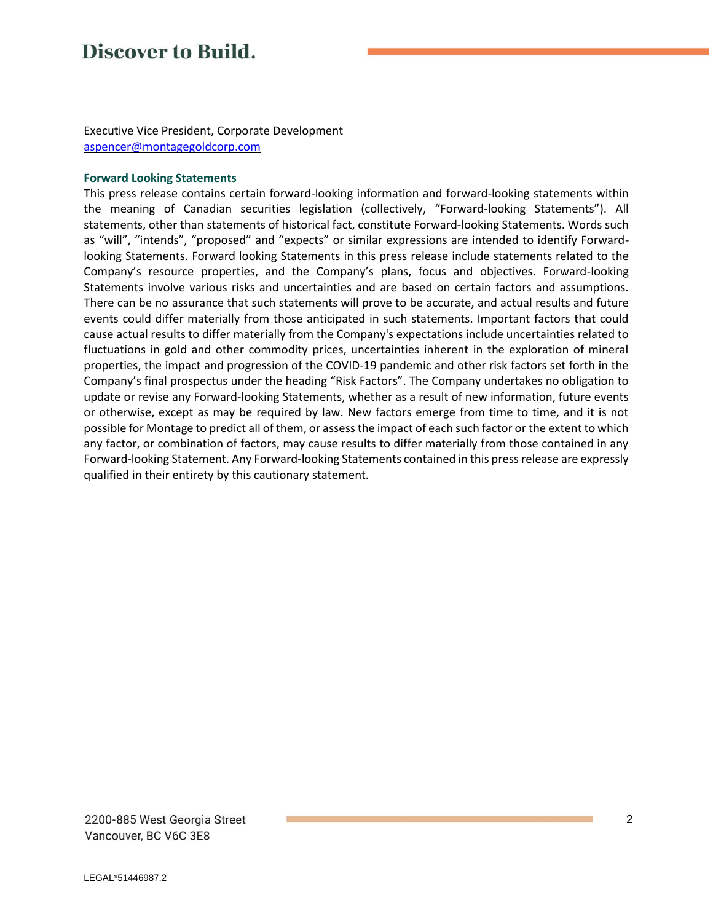Executive Vice President, Corporate Development
aspencer@montagegoldcorp.com

**Forward Looking Statements**

This press release contains certain forward-looking information and forward-looking statements within the meaning of Canadian securities legislation (collectively, "Forward-looking Statements"). All statements, other than statements of historical fact, constitute Forward-looking Statements. Words such as "will", "intends", "proposed" and "expects" or similar expressions are intended to identify Forward-looking Statements. Forward looking Statements in this press release include statements related to the Company's resource properties, and the Company's plans, focus and objectives. Forward-looking Statements involve various risks and uncertainties and are based on certain factors and assumptions. There can be no assurance that such statements will prove to be accurate, and actual results and future events could differ materially from those anticipated in such statements. Important factors that could cause actual results to differ materially from the Company's expectations include uncertainties related to fluctuations in gold and other commodity prices, uncertainties inherent in the exploration of mineral properties, the impact and progression of the COVID-19 pandemic and other risk factors set forth in the Company's final prospectus under the heading "Risk Factors". The Company undertakes no obligation to update or revise any Forward-looking Statements, whether as a result of new information, future events or otherwise, except as may be required by law. New factors emerge from time to time, and it is not possible for Montage to predict all of them, or assess the impact of each such factor or the extent to which any factor, or combination of factors, may cause results to differ materially from those contained in any Forward-looking Statement. Any Forward-looking Statements contained in this press release are expressly qualified in their entirety by this cautionary statement.